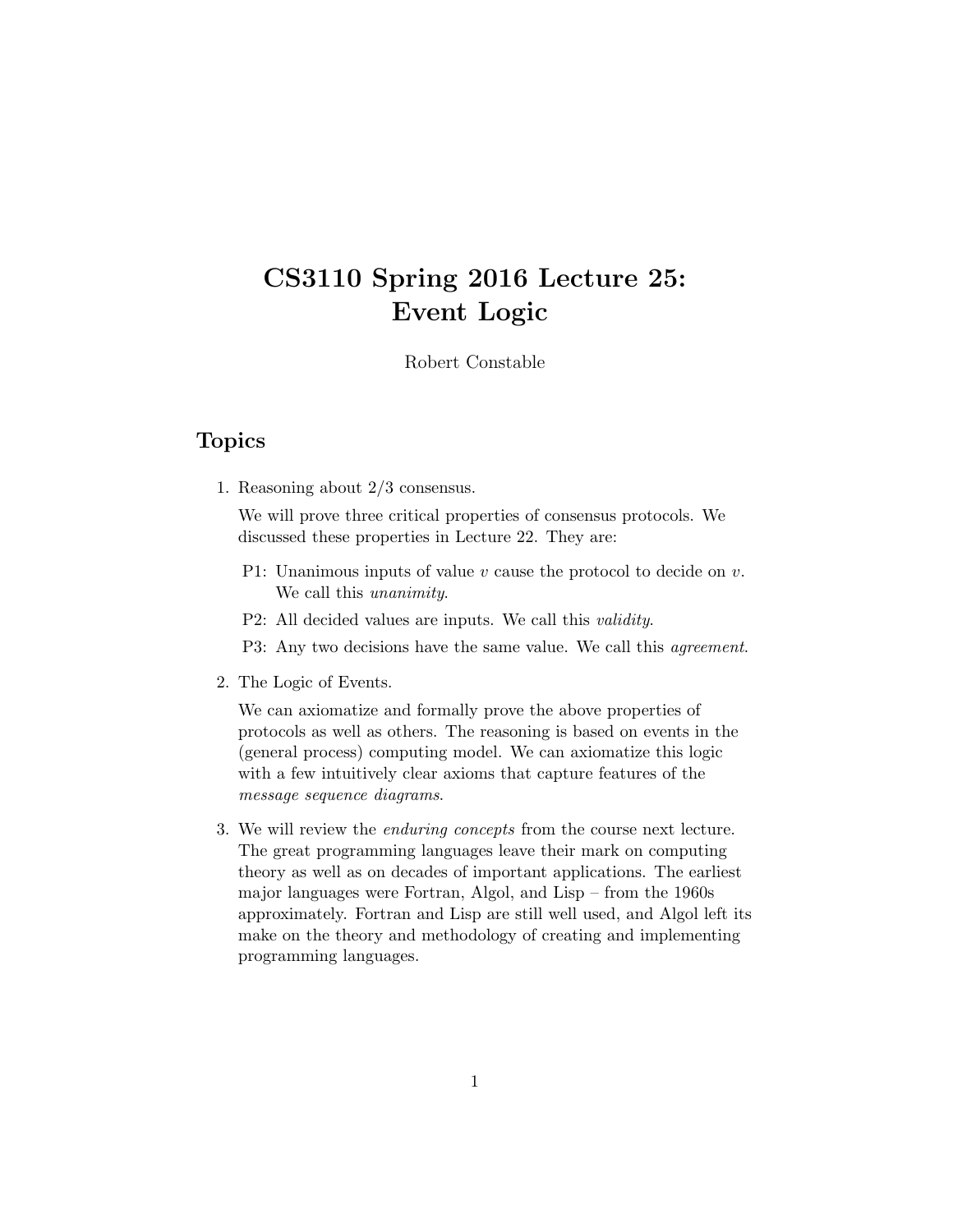# CS3110 Spring 2016 Lecture 25: Event Logic

Robert Constable

## Topics

1. Reasoning about 2/3 consensus.

   We will prove three critical properties of consensus protocols. We discussed these properties in Lecture 22. They are:

   P1: Unanimous inputs of value $v$ cause the protocol to decide on $v$. We call this *unanimity*.

   P2: All decided values are inputs. We call this *validity*.

   P3: Any two decisions have the same value. We call this *agreement*.

2. The Logic of Events.

   We can axiomatize and formally prove the above properties of protocols as well as others. The reasoning is based on events in the (general process) computing model. We can axiomatize this logic with a few intuitively clear axioms that capture features of the *message sequence diagrams*.

3. We will review the *enduring concepts* from the course next lecture. The great programming languages leave their mark on computing theory as well as on decades of important applications. The earliest major languages were Fortran, Algol, and Lisp – from the 1960s approximately. Fortran and Lisp are still well used, and Algol left its make on the theory and methodology of creating and implementing programming languages.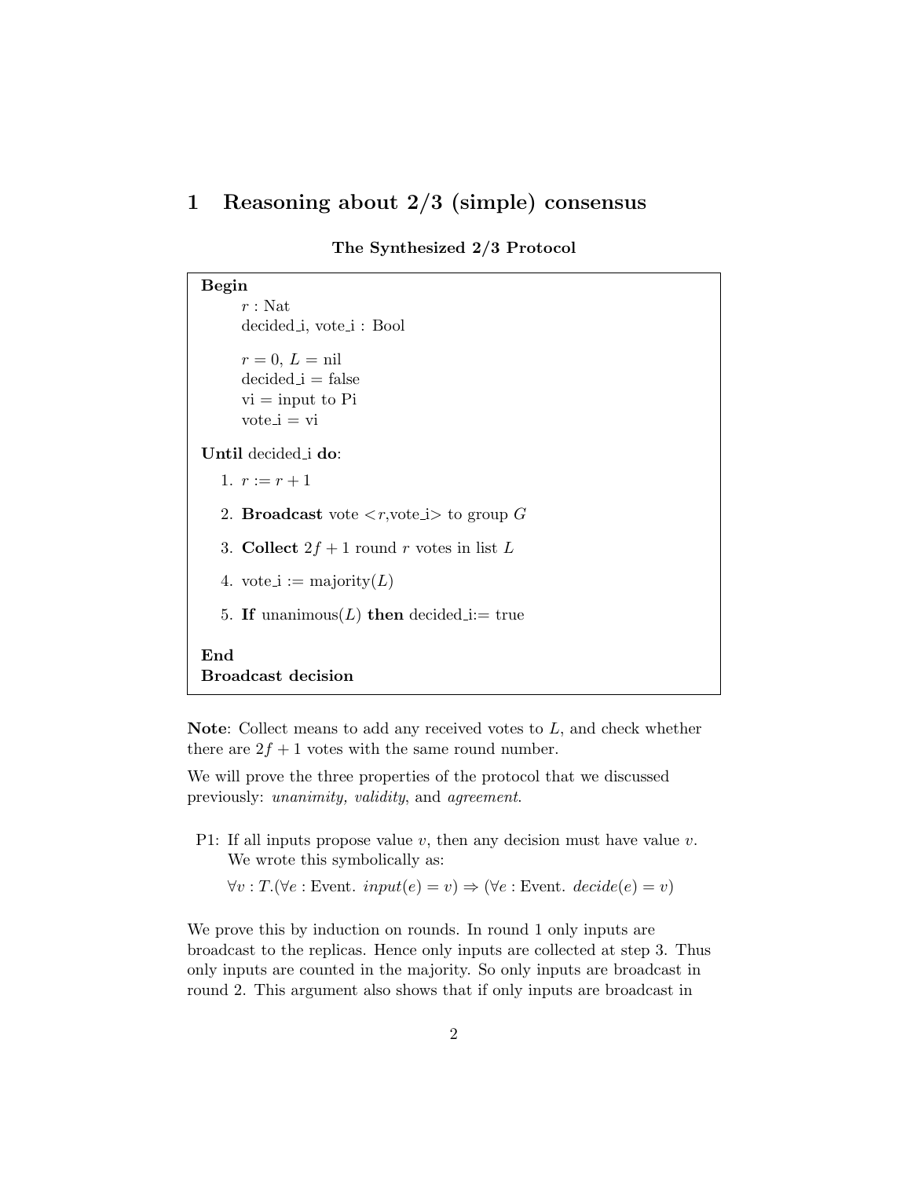# 1 Reasoning about 2/3 (simple) consensus

**The Synthesized 2/3 Protocol**

**Begin**

$r$ : Nat
decided_i, vote_i : Bool

$r = 0$, $L$ = nil
decided_i = false
vi = input to Pi
vote_i = vi

**Until** decided_i **do**:

1. $r := r + 1$
2. **Broadcast** vote <$r$,vote_i> to group $G$
3. **Collect** $2f + 1$ round $r$ votes in list $L$
4. vote_i := majority($L$)
5. **If** unanimous($L$) **then** decided_i:= true

**End**
**Broadcast decision**

**Note**: Collect means to add any received votes to $L$, and check whether there are $2f + 1$ votes with the same round number.

We will prove the three properties of the protocol that we discussed previously: *unanimity, validity*, and *agreement*.

P1: If all inputs propose value $v$, then any decision must have value $v$. We wrote this symbolically as:

$\forall v : T.(\forall e : \text{Event}.\ input(e) = v) \Rightarrow (\forall e : \text{Event}.\ decide(e) = v)$

We prove this by induction on rounds. In round 1 only inputs are broadcast to the replicas. Hence only inputs are collected at step 3. Thus only inputs are counted in the majority. So only inputs are broadcast in round 2. This argument also shows that if only inputs are broadcast in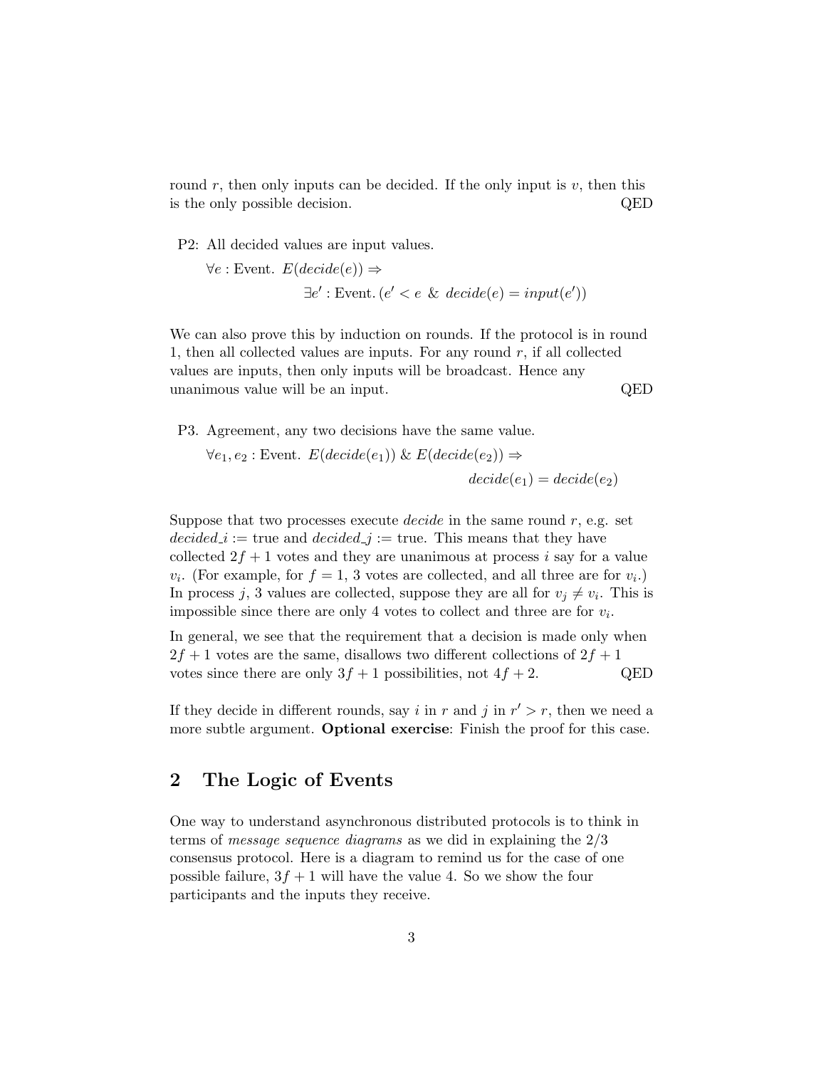round $r$, then only inputs can be decided. If the only input is $v$, then this is the only possible decision. QED

P2: All decided values are input values.

$$\forall e : \text{Event. } E(decide(e)) \Rightarrow$$
$$\exists e' : \text{Event. } (e' < e \ \& \ decide(e) = input(e'))$$

We can also prove this by induction on rounds. If the protocol is in round 1, then all collected values are inputs. For any round $r$, if all collected values are inputs, then only inputs will be broadcast. Hence any unanimous value will be an input. QED

P3. Agreement, any two decisions have the same value.

$$\forall e_1, e_2 : \text{Event. } E(decide(e_1)) \ \& \ E(decide(e_2)) \Rightarrow$$
$$decide(e_1) = decide(e_2)$$

Suppose that two processes execute *decide* in the same round $r$, e.g. set $decided\_i :=$ true and $decided\_j :=$ true. This means that they have collected $2f + 1$ votes and they are unanimous at process $i$ say for a value $v_i$. (For example, for $f = 1$, 3 votes are collected, and all three are for $v_i$.) In process $j$, 3 values are collected, suppose they are all for $v_j \neq v_i$. This is impossible since there are only 4 votes to collect and three are for $v_i$.

In general, we see that the requirement that a decision is made only when $2f + 1$ votes are the same, disallows two different collections of $2f + 1$ votes since there are only $3f + 1$ possibilities, not $4f + 2$. QED

If they decide in different rounds, say $i$ in $r$ and $j$ in $r' > r$, then we need a more subtle argument. **Optional exercise**: Finish the proof for this case.

## 2 The Logic of Events

One way to understand asynchronous distributed protocols is to think in terms of *message sequence diagrams* as we did in explaining the 2/3 consensus protocol. Here is a diagram to remind us for the case of one possible failure, $3f + 1$ will have the value 4. So we show the four participants and the inputs they receive.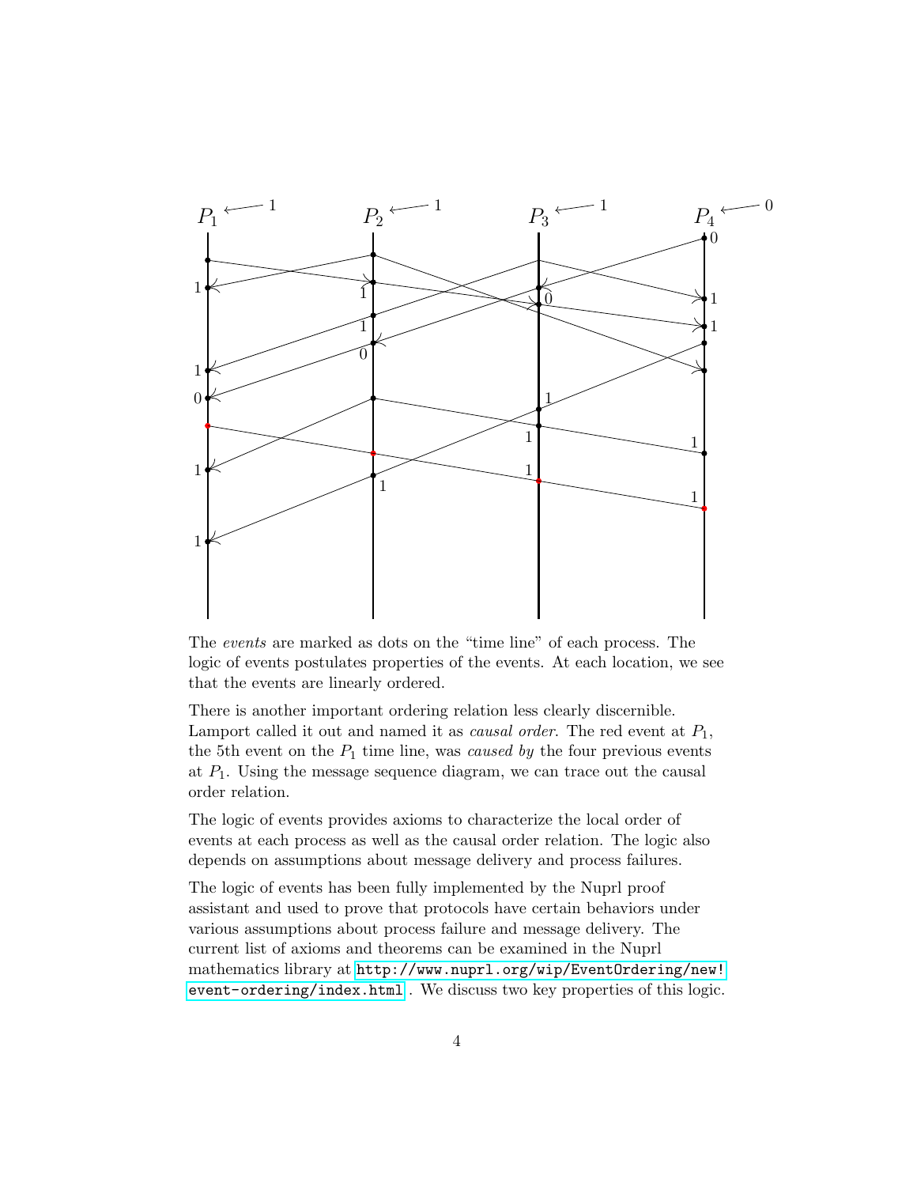The *events* are marked as dots on the "time line" of each process. The logic of events postulates properties of the events. At each location, we see that the events are linearly ordered.

There is another important ordering relation less clearly discernible. Lamport called it out and named it as *causal order*. The red event at $P_1$, the 5th event on the $P_1$ time line, was *caused by* the four previous events at $P_1$. Using the message sequence diagram, we can trace out the causal order relation.

The logic of events provides axioms to characterize the local order of events at each process as well as the causal order relation. The logic also depends on assumptions about message delivery and process failures.

The logic of events has been fully implemented by the Nuprl proof assistant and used to prove that protocols have certain behaviors under various assumptions about process failure and message delivery. The current list of axioms and theorems can be examined in the Nuprl mathematics library at http://www.nuprl.org/wip/EventOrdering/new!event-ordering/index.html . We discuss two key properties of this logic.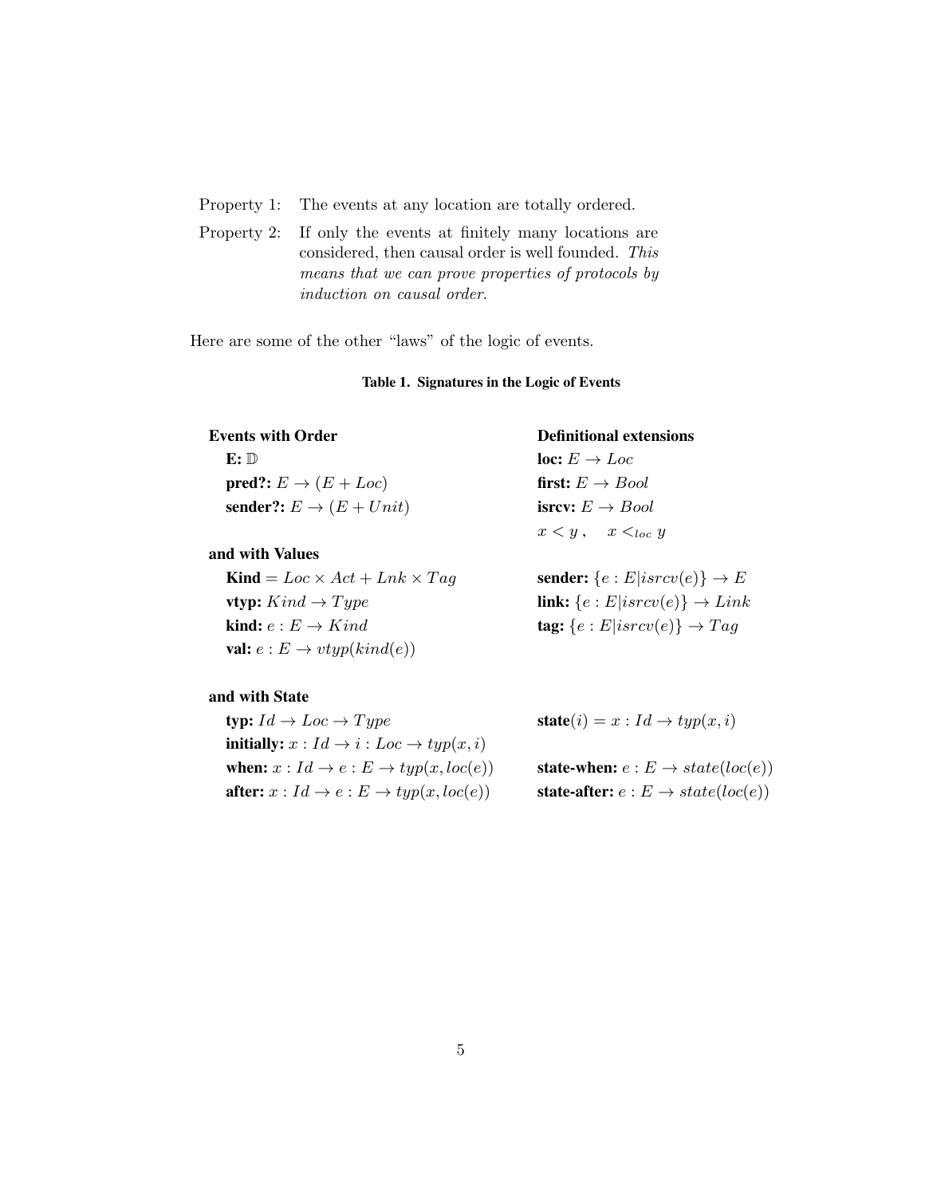Property 1: The events at any location are totally ordered.

Property 2: If only the events at finitely many locations are considered, then causal order is well founded. *This means that we can prove properties of protocols by induction on causal order.*

Here are some of the other "laws" of the logic of events.

**Table 1. Signatures in the Logic of Events**

| | |
|---|---|
| **Events with Order** | **Definitional extensions** |
| **E:** $\mathbb{D}$ | **loc:** $E \rightarrow Loc$ |
| **pred?:** $E \rightarrow (E + Loc)$ | **first:** $E \rightarrow Bool$ |
| **sender?:** $E \rightarrow (E + Unit)$ | **isrcv:** $E \rightarrow Bool$ |
| | $x < y\,, \quad x <_{loc} y$ |
| **and with Values** | |
| **Kind** $= Loc \times Act + Lnk \times Tag$ | **sender:** $\{e : E \vert isrcv(e)\} \rightarrow E$ |
| **vtyp:** $Kind \rightarrow Type$ | **link:** $\{e : E \vert isrcv(e)\} \rightarrow Link$ |
| **kind:** $e : E \rightarrow Kind$ | **tag:** $\{e : E \vert isrcv(e)\} \rightarrow Tag$ |
| **val:** $e : E \rightarrow vtyp(kind(e))$ | |
| **and with State** | |
| **typ:** $Id \rightarrow Loc \rightarrow Type$ | **state**$(i) = x : Id \rightarrow typ(x, i)$ |
| **initially:** $x : Id \rightarrow i : Loc \rightarrow typ(x, i)$ | |
| **when:** $x : Id \rightarrow e : E \rightarrow typ(x, loc(e))$ | **state-when:** $e : E \rightarrow state(loc(e))$ |
| **after:** $x : Id \rightarrow e : E \rightarrow typ(x, loc(e))$ | **state-after:** $e : E \rightarrow state(loc(e))$ |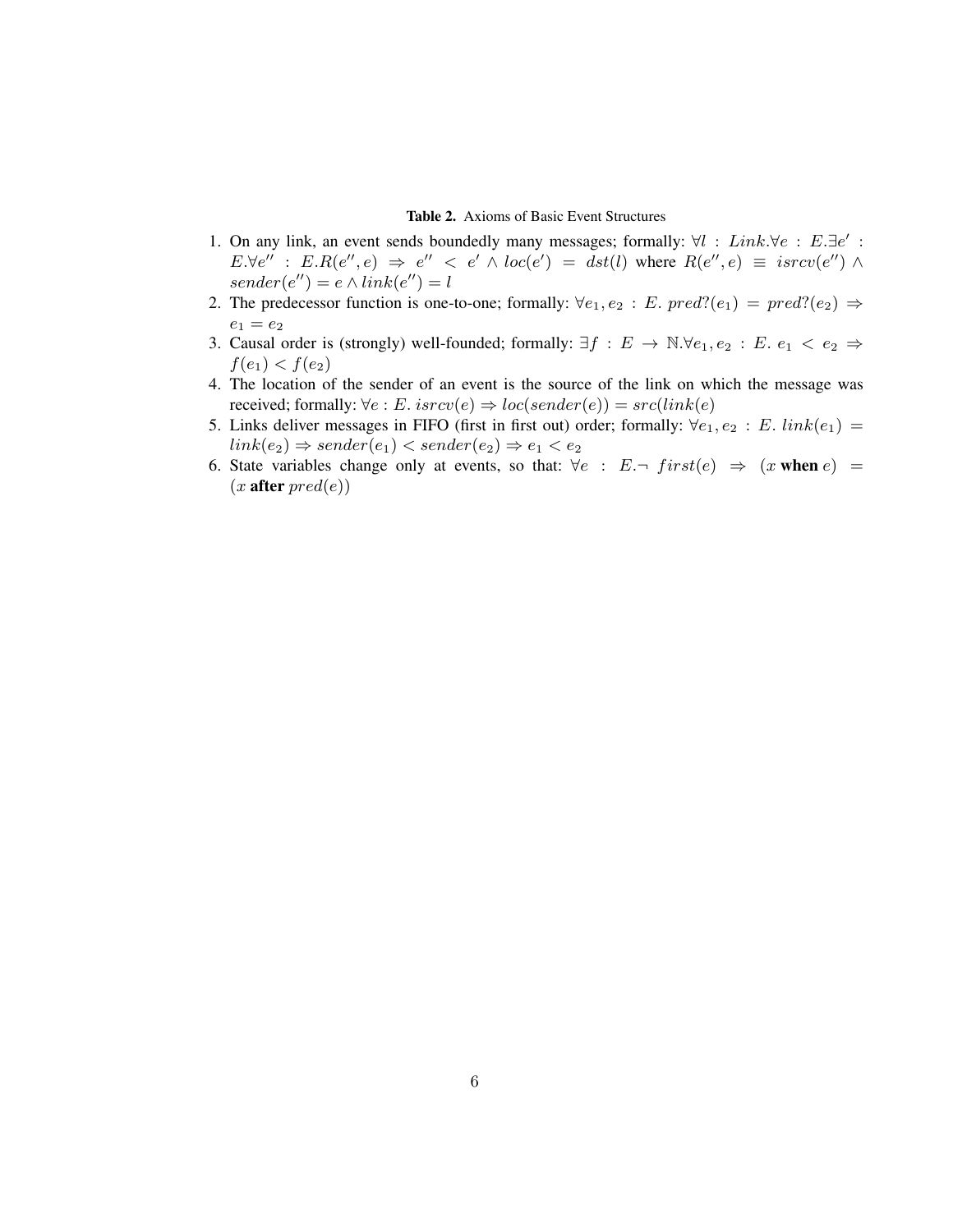**Table 2.** Axioms of Basic Event Structures

1. On any link, an event sends boundedly many messages; formally: $\forall l : Link. \forall e : E. \exists e' : E. \forall e'' : E. R(e'', e) \Rightarrow e'' < e' \wedge loc(e') = dst(l)$ where $R(e'', e) \equiv isrcv(e'') \wedge sender(e'') = e \wedge link(e'') = l$
2. The predecessor function is one-to-one; formally: $\forall e_1, e_2 : E.\ pred?(e_1) = pred?(e_2) \Rightarrow e_1 = e_2$
3. Causal order is (strongly) well-founded; formally: $\exists f : E \rightarrow \mathbb{N}. \forall e_1, e_2 : E.\ e_1 < e_2 \Rightarrow f(e_1) < f(e_2)$
4. The location of the sender of an event is the source of the link on which the message was received; formally: $\forall e : E.\ isrcv(e) \Rightarrow loc(sender(e)) = src(link(e)$
5. Links deliver messages in FIFO (first in first out) order; formally: $\forall e_1, e_2 : E.\ link(e_1) = link(e_2) \Rightarrow sender(e_1) < sender(e_2) \Rightarrow e_1 < e_2$
6. State variables change only at events, so that: $\forall e : E. \neg\ first(e) \Rightarrow (x \textbf{ when } e) = (x \textbf{ after } pred(e))$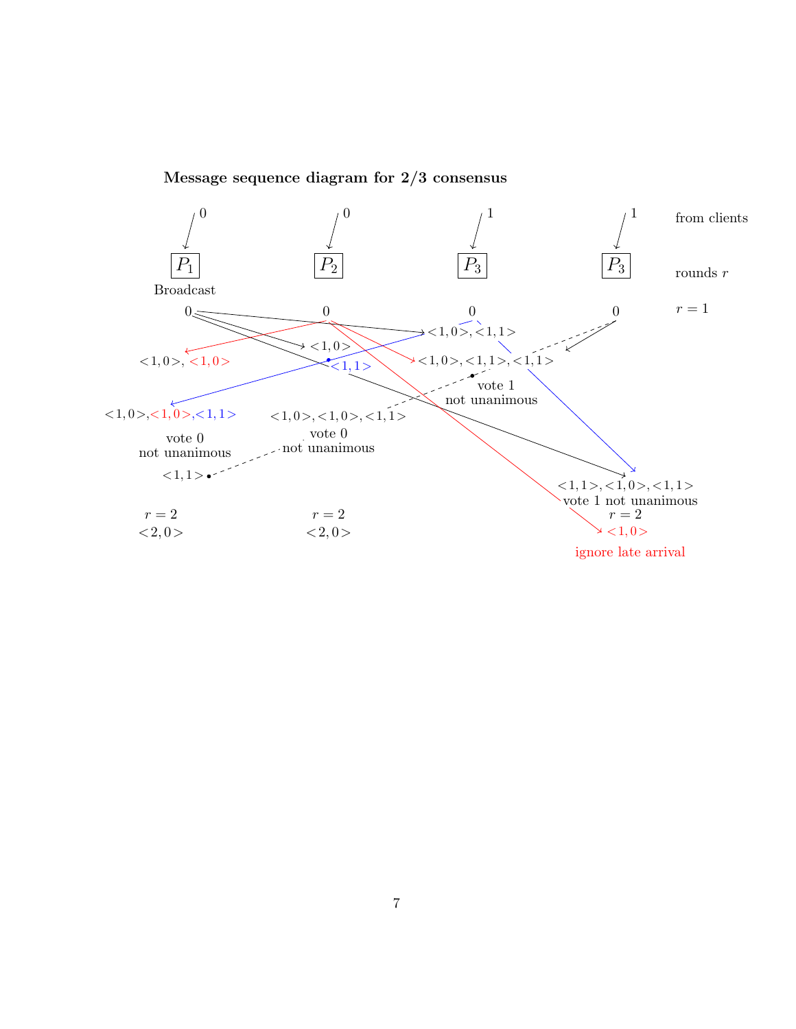**Message sequence diagram for 2/3 consensus**

0 0 1 1 from clients

$P_1$ $P_2$ $P_3$ $P_3$ rounds $r$

Broadcast

0 0 0 0 $r = 1$

$<1,0>, <1,1>$

$<1,0>$

$<1,0>$, $<1,0>$

$<1,1>$

$<1,0>, <1,1>, <1,1>$

vote 1
not unanimous

$<1,0>, <1,0>, <1,1>$

$<1,0>, <1,0>, <1,1>$

vote 0
not unanimous

vote 0
not unanimous

$<1,1>$

$<1,1>, <1,0>, <1,1>$
vote 1 not unanimous

$r = 2$ $r = 2$ $r = 2$

$<2,0>$ $<2,0>$ $<1,0>$

ignore late arrival